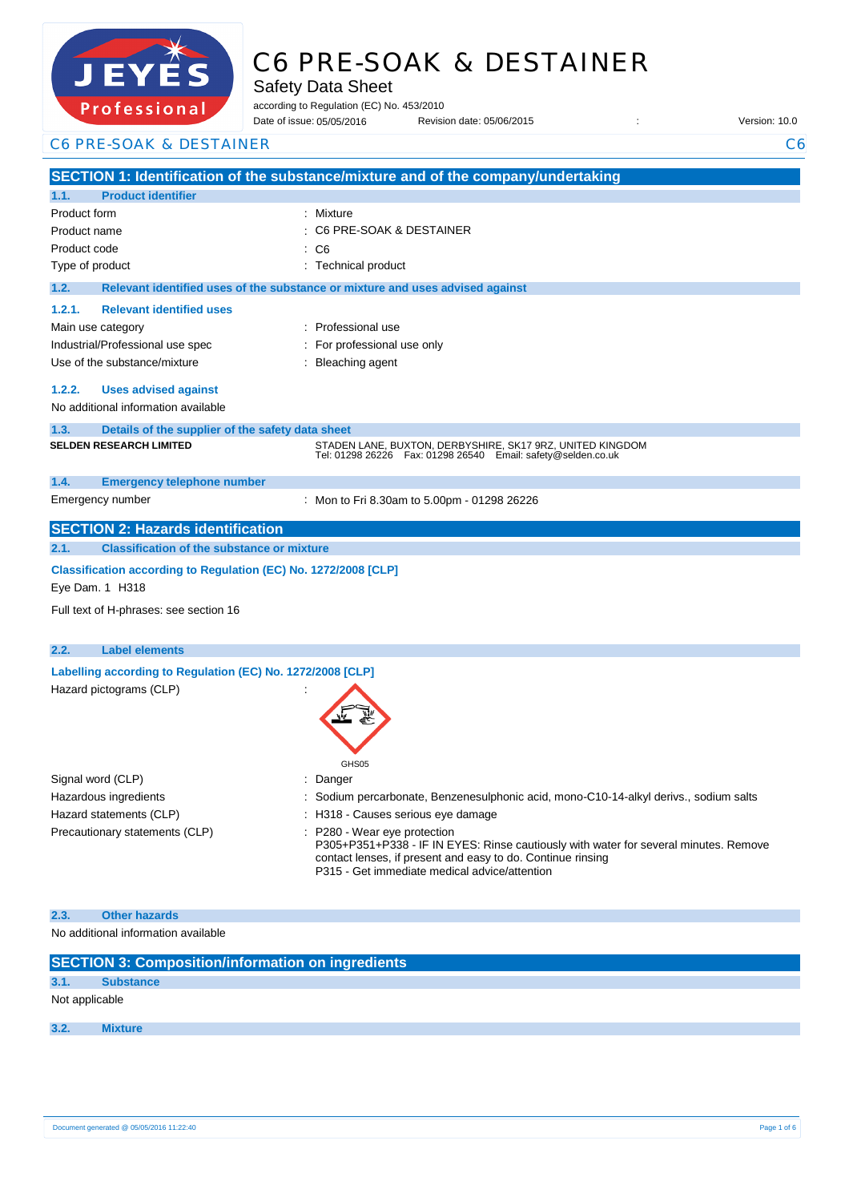# C6 PRE-SOAK & DESTAINER

Safety Data Sheet

according to Regulation (EC) No. 453/2010

Date of issue: 05/05/2016 Revision date: 05/06/2015 : Version: 10.0

## SECTION 1: Identification of the substance/mixture and of the company/undertaking

### 1.1. Product identifier

| | |
|---|---|
| Product form | : Mixture |
| Product name | : C6 PRE-SOAK & DESTAINER |
| Product code | : C6 |
| Type of product | : Technical product |

### 1.2. Relevant identified uses of the substance or mixture and uses advised against

#### 1.2.1. Relevant identified uses

| | |
|---|---|
| Main use category | : Professional use |
| Industrial/Professional use spec | : For professional use only |
| Use of the substance/mixture | : Bleaching agent |

#### 1.2.2. Uses advised against

No additional information available

### 1.3. Details of the supplier of the safety data sheet

**SELDEN RESEARCH LIMITED**

STADEN LANE, BUXTON, DERBYSHIRE, SK17 9RZ, UNITED KINGDOM
Tel: 01298 26226 Fax: 01298 26540 Email: safety@selden.co.uk

### 1.4. Emergency telephone number

| | |
|---|---|
| Emergency number | : Mon to Fri 8.30am to 5.00pm - 01298 26226 |

## SECTION 2: Hazards identification

### 2.1. Classification of the substance or mixture

**Classification according to Regulation (EC) No. 1272/2008 [CLP]**

Eye Dam. 1 H318

Full text of H-phrases: see section 16

### 2.2. Label elements

**Labelling according to Regulation (EC) No. 1272/2008 [CLP]**

Hazard pictograms (CLP) :

GHS05

| | |
|---|---|
| Signal word (CLP) | : Danger |
| Hazardous ingredients | : Sodium percarbonate, Benzenesulphonic acid, mono-C10-14-alkyl derivs., sodium salts |
| Hazard statements (CLP) | : H318 - Causes serious eye damage |
| Precautionary statements (CLP) | : P280 - Wear eye protection<br>P305+P351+P338 - IF IN EYES: Rinse cautiously with water for several minutes. Remove contact lenses, if present and easy to do. Continue rinsing<br>P315 - Get immediate medical advice/attention |

### 2.3. Other hazards

No additional information available

## SECTION 3: Composition/information on ingredients

### 3.1. Substance

Not applicable

### 3.2. Mixture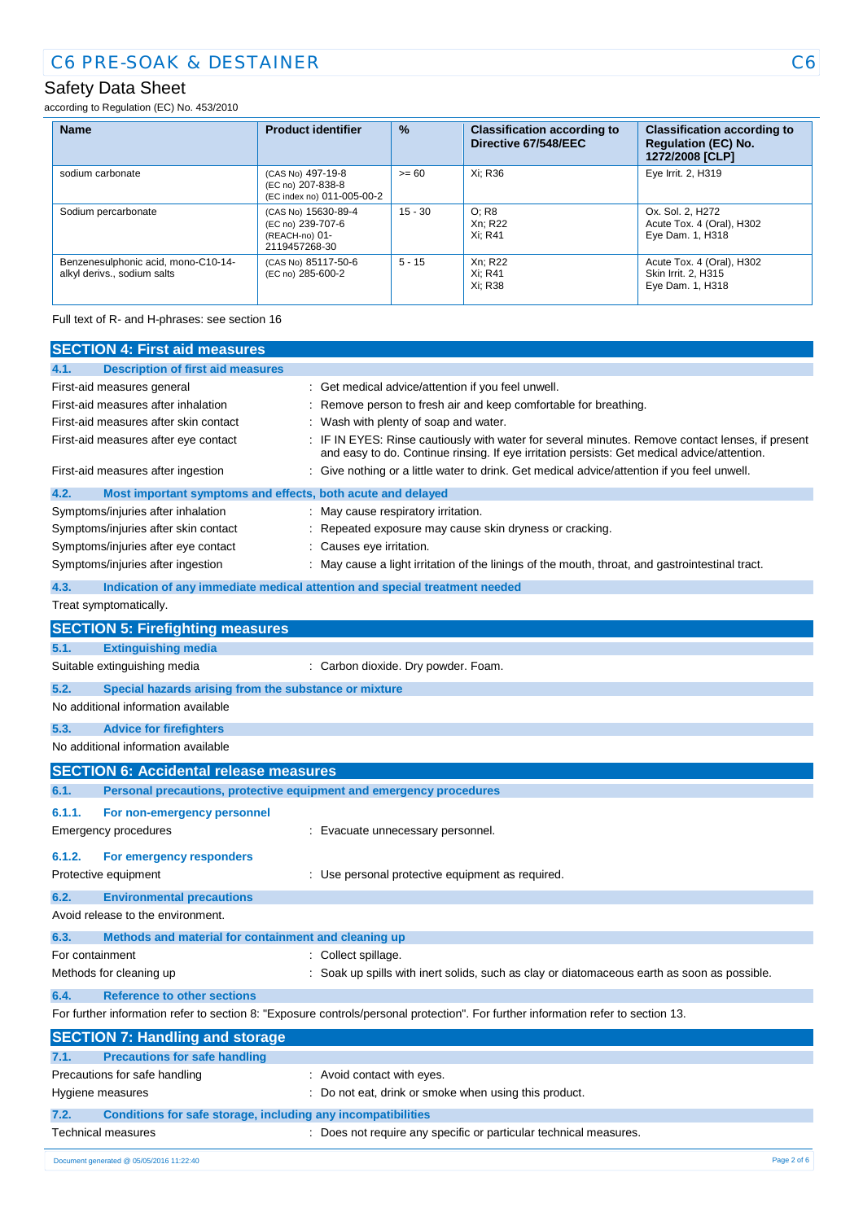| Name | Product identifier | % | Classification according to Directive 67/548/EEC | Classification according to Regulation (EC) No. 1272/2008 [CLP] |
|---|---|---|---|---|
| sodium carbonate | (CAS No) 497-19-8<br>(EC no) 207-838-8<br>(EC index no) 011-005-00-2 | >= 60 | Xi; R36 | Eye Irrit. 2, H319 |
| Sodium percarbonate | (CAS No) 15630-89-4<br>(EC no) 239-707-6<br>(REACH-no) 01-2119457268-30 | 15 - 30 | O; R8<br>Xn; R22<br>Xi; R41 | Ox. Sol. 2, H272<br>Acute Tox. 4 (Oral), H302<br>Eye Dam. 1, H318 |
| Benzenesulphonic acid, mono-C10-14-alkyl derivs., sodium salts | (CAS No) 85117-50-6<br>(EC no) 285-600-2 | 5 - 15 | Xn; R22<br>Xi; R41<br>Xi; R38 | Acute Tox. 4 (Oral), H302<br>Skin Irrit. 2, H315<br>Eye Dam. 1, H318 |

Full text of R- and H-phrases: see section 16

## SECTION 4: First aid measures

### 4.1. Description of first aid measures

First-aid measures general : Get medical advice/attention if you feel unwell.

First-aid measures after inhalation : Remove person to fresh air and keep comfortable for breathing.

First-aid measures after skin contact : Wash with plenty of soap and water.

First-aid measures after eye contact : IF IN EYES: Rinse cautiously with water for several minutes. Remove contact lenses, if present and easy to do. Continue rinsing. If eye irritation persists: Get medical advice/attention.

First-aid measures after ingestion : Give nothing or a little water to drink. Get medical advice/attention if you feel unwell.

### 4.2. Most important symptoms and effects, both acute and delayed

Symptoms/injuries after inhalation : May cause respiratory irritation.

Symptoms/injuries after skin contact : Repeated exposure may cause skin dryness or cracking.

Symptoms/injuries after eye contact : Causes eye irritation.

Symptoms/injuries after ingestion : May cause a light irritation of the linings of the mouth, throat, and gastrointestinal tract.

### 4.3. Indication of any immediate medical attention and special treatment needed

Treat symptomatically.

## SECTION 5: Firefighting measures

### 5.1. Extinguishing media

Suitable extinguishing media : Carbon dioxide. Dry powder. Foam.

### 5.2. Special hazards arising from the substance or mixture

No additional information available

### 5.3. Advice for firefighters

No additional information available

## SECTION 6: Accidental release measures

### 6.1. Personal precautions, protective equipment and emergency procedures

#### 6.1.1. For non-emergency personnel

Emergency procedures : Evacuate unnecessary personnel.

#### 6.1.2. For emergency responders

Protective equipment : Use personal protective equipment as required.

### 6.2. Environmental precautions

Avoid release to the environment.

### 6.3. Methods and material for containment and cleaning up

For containment : Collect spillage.

Methods for cleaning up : Soak up spills with inert solids, such as clay or diatomaceous earth as soon as possible.

### 6.4. Reference to other sections

For further information refer to section 8: "Exposure controls/personal protection". For further information refer to section 13.

## SECTION 7: Handling and storage

### 7.1. Precautions for safe handling

Precautions for safe handling : Avoid contact with eyes.

Hygiene measures : Do not eat, drink or smoke when using this product.

### 7.2. Conditions for safe storage, including any incompatibilities

Technical measures : Does not require any specific or particular technical measures.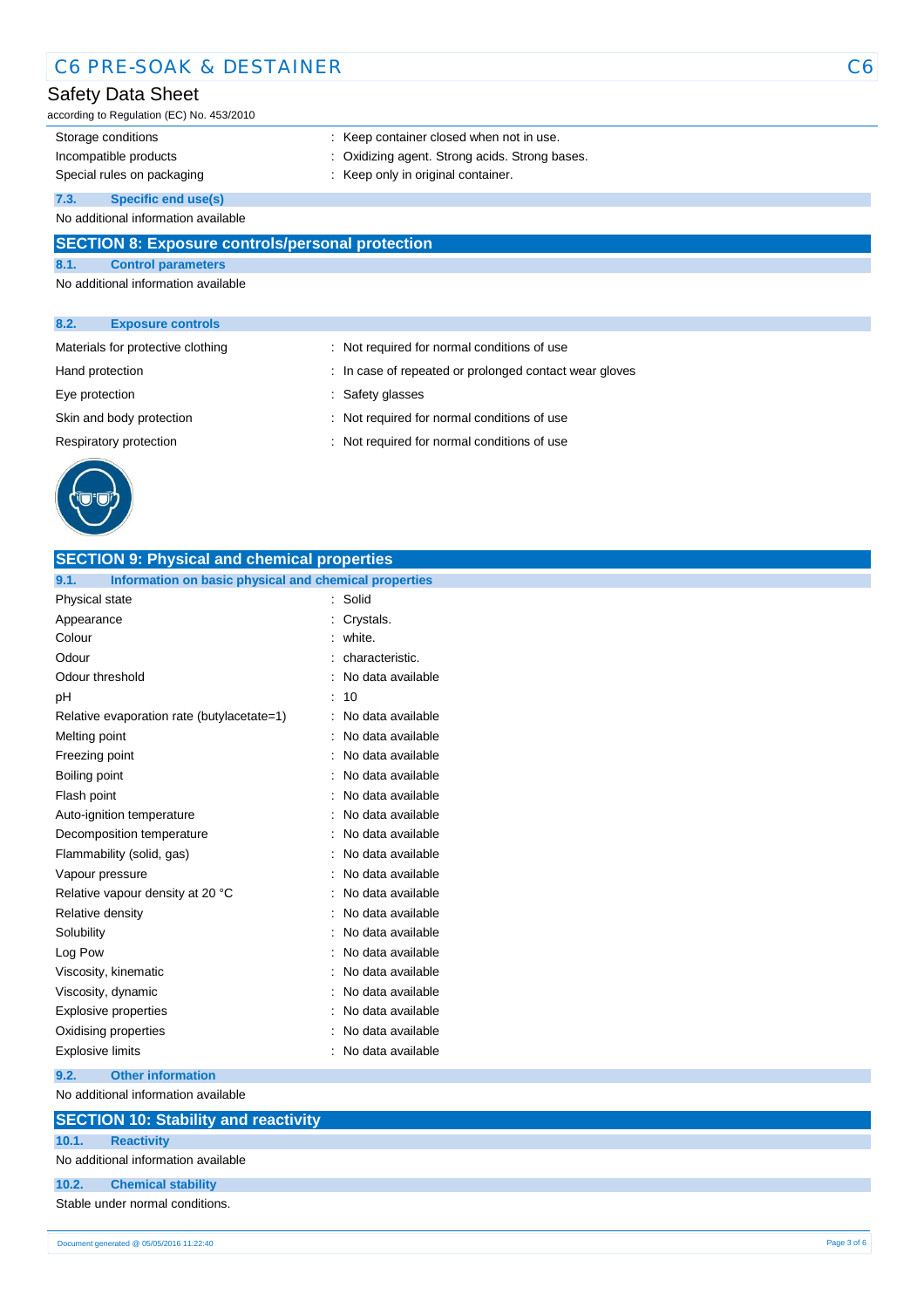| | |
|---|---|
| Storage conditions | : Keep container closed when not in use. |
| Incompatible products | : Oxidizing agent. Strong acids. Strong bases. |
| Special rules on packaging | : Keep only in original container. |

### 7.3. Specific end use(s)

No additional information available

## SECTION 8: Exposure controls/personal protection

### 8.1. Control parameters

No additional information available

### 8.2. Exposure controls

| | |
|---|---|
| Materials for protective clothing | : Not required for normal conditions of use |
| Hand protection | : In case of repeated or prolonged contact wear gloves |
| Eye protection | : Safety glasses |
| Skin and body protection | : Not required for normal conditions of use |
| Respiratory protection | : Not required for normal conditions of use |

## SECTION 9: Physical and chemical properties

### 9.1. Information on basic physical and chemical properties

| | |
|---|---|
| Physical state | : Solid |
| Appearance | : Crystals. |
| Colour | : white. |
| Odour | : characteristic. |
| Odour threshold | : No data available |
| pH | : 10 |
| Relative evaporation rate (butylacetate=1) | : No data available |
| Melting point | : No data available |
| Freezing point | : No data available |
| Boiling point | : No data available |
| Flash point | : No data available |
| Auto-ignition temperature | : No data available |
| Decomposition temperature | : No data available |
| Flammability (solid, gas) | : No data available |
| Vapour pressure | : No data available |
| Relative vapour density at 20 °C | : No data available |
| Relative density | : No data available |
| Solubility | : No data available |
| Log Pow | : No data available |
| Viscosity, kinematic | : No data available |
| Viscosity, dynamic | : No data available |
| Explosive properties | : No data available |
| Oxidising properties | : No data available |
| Explosive limits | : No data available |

### 9.2. Other information

No additional information available

## SECTION 10: Stability and reactivity

### 10.1. Reactivity

No additional information available

### 10.2. Chemical stability

Stable under normal conditions.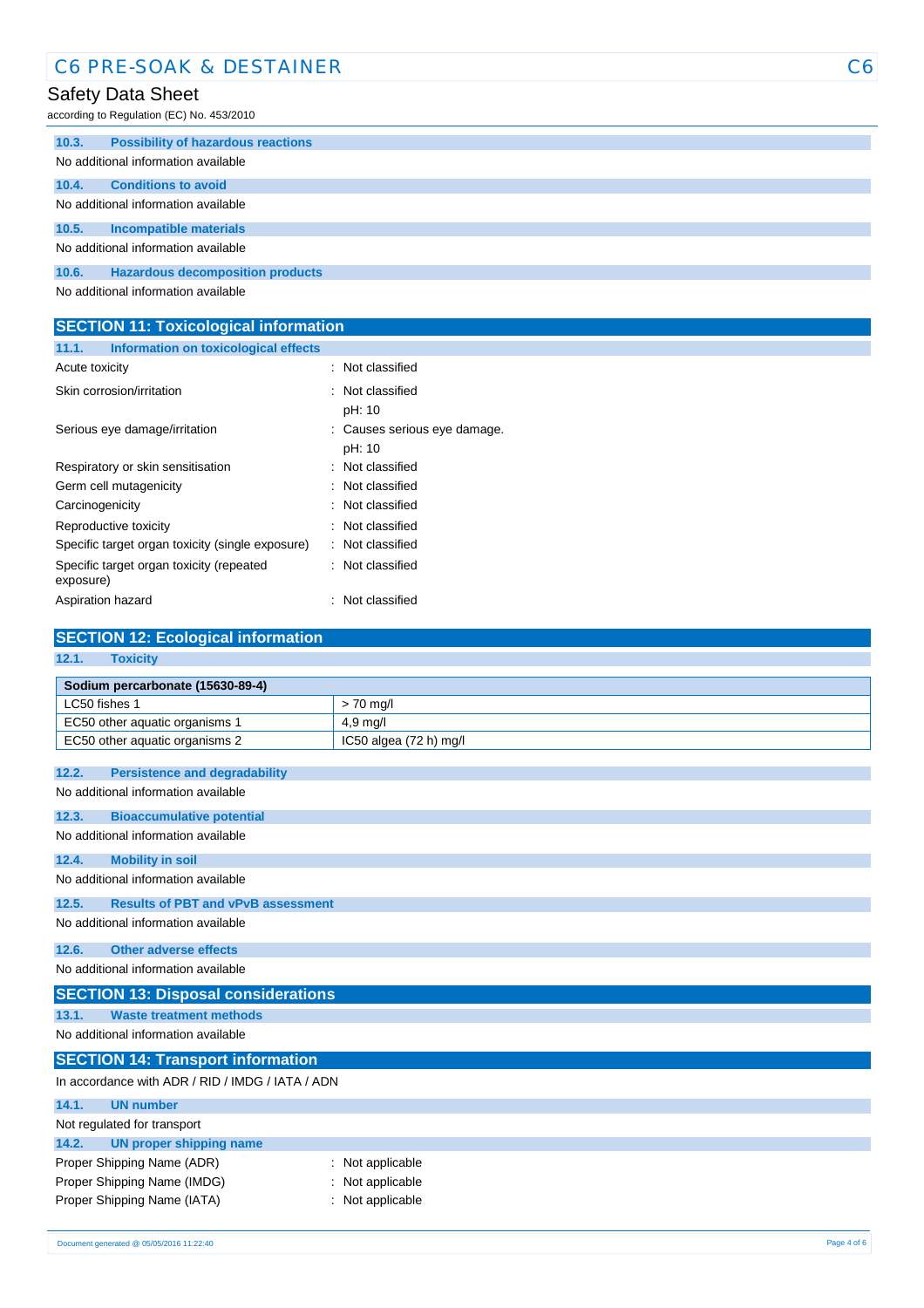#### 10.3. Possibility of hazardous reactions

No additional information available

#### 10.4. Conditions to avoid

No additional information available

#### 10.5. Incompatible materials

No additional information available

#### 10.6. Hazardous decomposition products

No additional information available

## SECTION 11: Toxicological information

#### 11.1. Information on toxicological effects

| | |
|---|---|
| Acute toxicity | : Not classified |
| Skin corrosion/irritation | : Not classified<br>pH: 10 |
| Serious eye damage/irritation | : Causes serious eye damage.<br>pH: 10 |
| Respiratory or skin sensitisation | : Not classified |
| Germ cell mutagenicity | : Not classified |
| Carcinogenicity | : Not classified |
| Reproductive toxicity | : Not classified |
| Specific target organ toxicity (single exposure) | : Not classified |
| Specific target organ toxicity (repeated exposure) | : Not classified |
| Aspiration hazard | : Not classified |

## SECTION 12: Ecological information

#### 12.1. Toxicity

| Sodium percarbonate (15630-89-4) | |
|---|---|
| LC50 fishes 1 | > 70 mg/l |
| EC50 other aquatic organisms 1 | 4,9 mg/l |
| EC50 other aquatic organisms 2 | IC50 algea (72 h) mg/l |

#### 12.2. Persistence and degradability

No additional information available

#### 12.3. Bioaccumulative potential

No additional information available

#### 12.4. Mobility in soil

No additional information available

#### 12.5. Results of PBT and vPvB assessment

No additional information available

#### 12.6. Other adverse effects

No additional information available

## SECTION 13: Disposal considerations

#### 13.1. Waste treatment methods

No additional information available

## SECTION 14: Transport information

In accordance with ADR / RID / IMDG / IATA / ADN

#### 14.1. UN number

Not regulated for transport

#### 14.2. UN proper shipping name

| | |
|---|---|
| Proper Shipping Name (ADR) | : Not applicable |
| Proper Shipping Name (IMDG) | : Not applicable |
| Proper Shipping Name (IATA) | : Not applicable |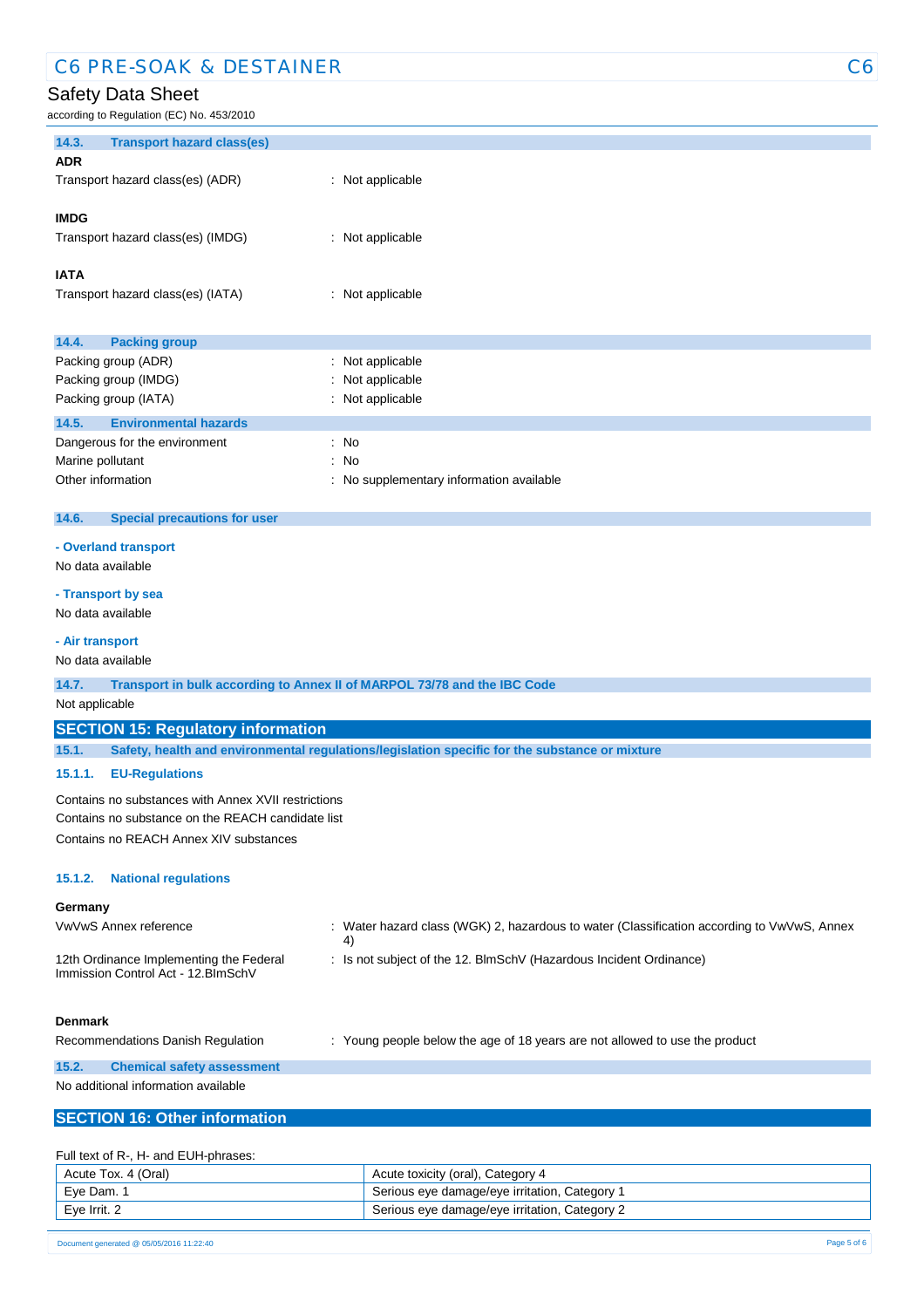### 14.3. Transport hazard class(es)

**ADR**

Transport hazard class(es) (ADR) : Not applicable

**IMDG**

Transport hazard class(es) (IMDG) : Not applicable

**IATA**

Transport hazard class(es) (IATA) : Not applicable

### 14.4. Packing group

Packing group (ADR) : Not applicable
Packing group (IMDG) : Not applicable
Packing group (IATA) : Not applicable

### 14.5. Environmental hazards

Dangerous for the environment : No
Marine pollutant : No
Other information : No supplementary information available

### 14.6. Special precautions for user

**- Overland transport**

No data available

**- Transport by sea**

No data available

**- Air transport**

No data available

### 14.7. Transport in bulk according to Annex II of MARPOL 73/78 and the IBC Code

Not applicable

## SECTION 15: Regulatory information

### 15.1. Safety, health and environmental regulations/legislation specific for the substance or mixture

#### 15.1.1. EU-Regulations

Contains no substances with Annex XVII restrictions
Contains no substance on the REACH candidate list
Contains no REACH Annex XIV substances

#### 15.1.2. National regulations

**Germany**

VwVwS Annex reference : Water hazard class (WGK) 2, hazardous to water (Classification according to VwVwS, Annex 4)

12th Ordinance Implementing the Federal Immission Control Act - 12.BImSchV : Is not subject of the 12. BlmSchV (Hazardous Incident Ordinance)

**Denmark**

Recommendations Danish Regulation : Young people below the age of 18 years are not allowed to use the product

### 15.2. Chemical safety assessment

No additional information available

## SECTION 16: Other information

Full text of R-, H- and EUH-phrases:

| | |
|---|---|
| Acute Tox. 4 (Oral) | Acute toxicity (oral), Category 4 |
| Eye Dam. 1 | Serious eye damage/eye irritation, Category 1 |
| Eye Irrit. 2 | Serious eye damage/eye irritation, Category 2 |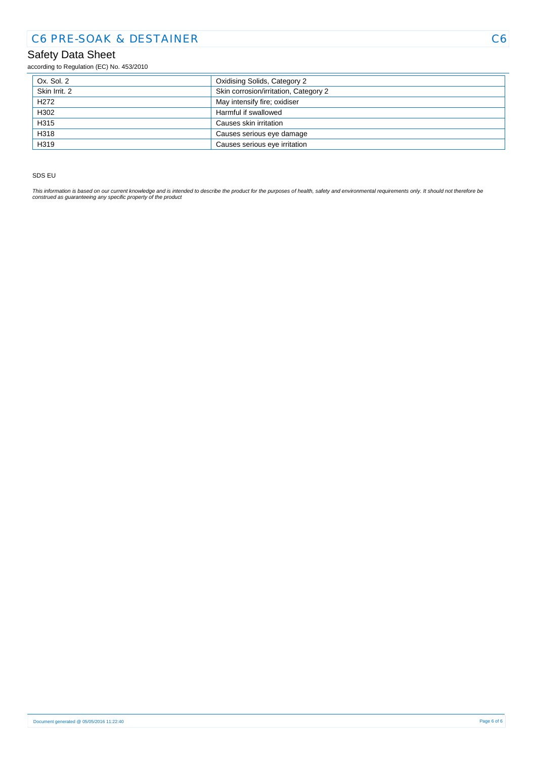| | |
|---|---|
| Ox. Sol. 2 | Oxidising Solids, Category 2 |
| Skin Irrit. 2 | Skin corrosion/irritation, Category 2 |
| H272 | May intensify fire; oxidiser |
| H302 | Harmful if swallowed |
| H315 | Causes skin irritation |
| H318 | Causes serious eye damage |
| H319 | Causes serious eye irritation |

SDS EU

*This information is based on our current knowledge and is intended to describe the product for the purposes of health, safety and environmental requirements only. It should not therefore be construed as guaranteeing any specific property of the product*